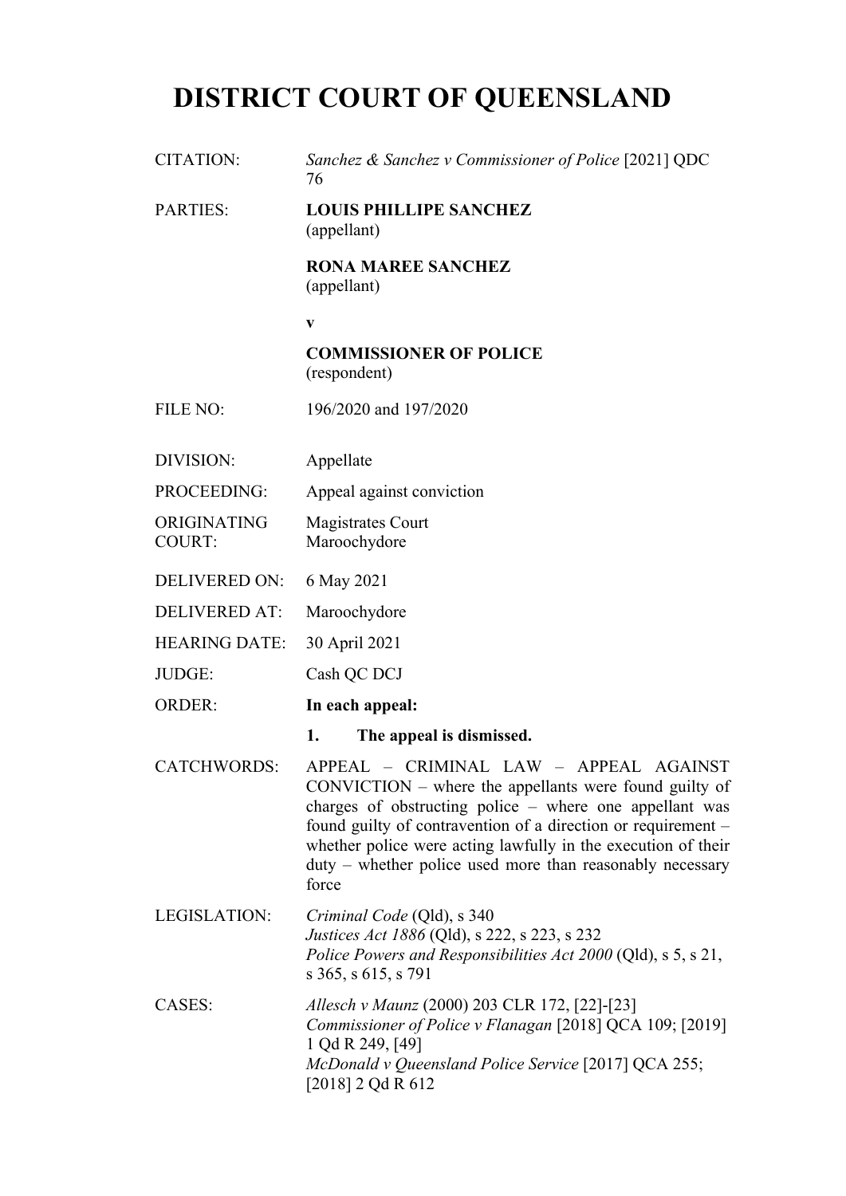# DISTRICT COURT OF QUEENSLAND

| | |
|---|---|
| CITATION: | *Sanchez & Sanchez v Commissioner of Police* [2021] QDC 76 |
| PARTIES: | **LOUIS PHILLIPE SANCHEZ** (appellant)<br><br>**RONA MAREE SANCHEZ** (appellant)<br><br>**v**<br><br>**COMMISSIONER OF POLICE** (respondent) |
| FILE NO: | 196/2020 and 197/2020 |
| DIVISION: | Appellate |
| PROCEEDING: | Appeal against conviction |
| ORIGINATING COURT: | Magistrates Court Maroochydore |
| DELIVERED ON: | 6 May 2021 |
| DELIVERED AT: | Maroochydore |
| HEARING DATE: | 30 April 2021 |
| JUDGE: | Cash QC DCJ |
| ORDER: | **In each appeal:**<br><br>**1. The appeal is dismissed.** |
| CATCHWORDS: | APPEAL – CRIMINAL LAW – APPEAL AGAINST CONVICTION – where the appellants were found guilty of charges of obstructing police – where one appellant was found guilty of contravention of a direction or requirement – whether police were acting lawfully in the execution of their duty – whether police used more than reasonably necessary force |
| LEGISLATION: | *Criminal Code* (Qld), s 340<br>*Justices Act 1886* (Qld), s 222, s 223, s 232<br>*Police Powers and Responsibilities Act 2000* (Qld), s 5, s 21, s 365, s 615, s 791 |
| CASES: | *Allesch v Maunz* (2000) 203 CLR 172, [22]-[23]<br>*Commissioner of Police v Flanagan* [2018] QCA 109; [2019] 1 Qd R 249, [49]<br>*McDonald v Queensland Police Service* [2017] QCA 255; [2018] 2 Qd R 612 |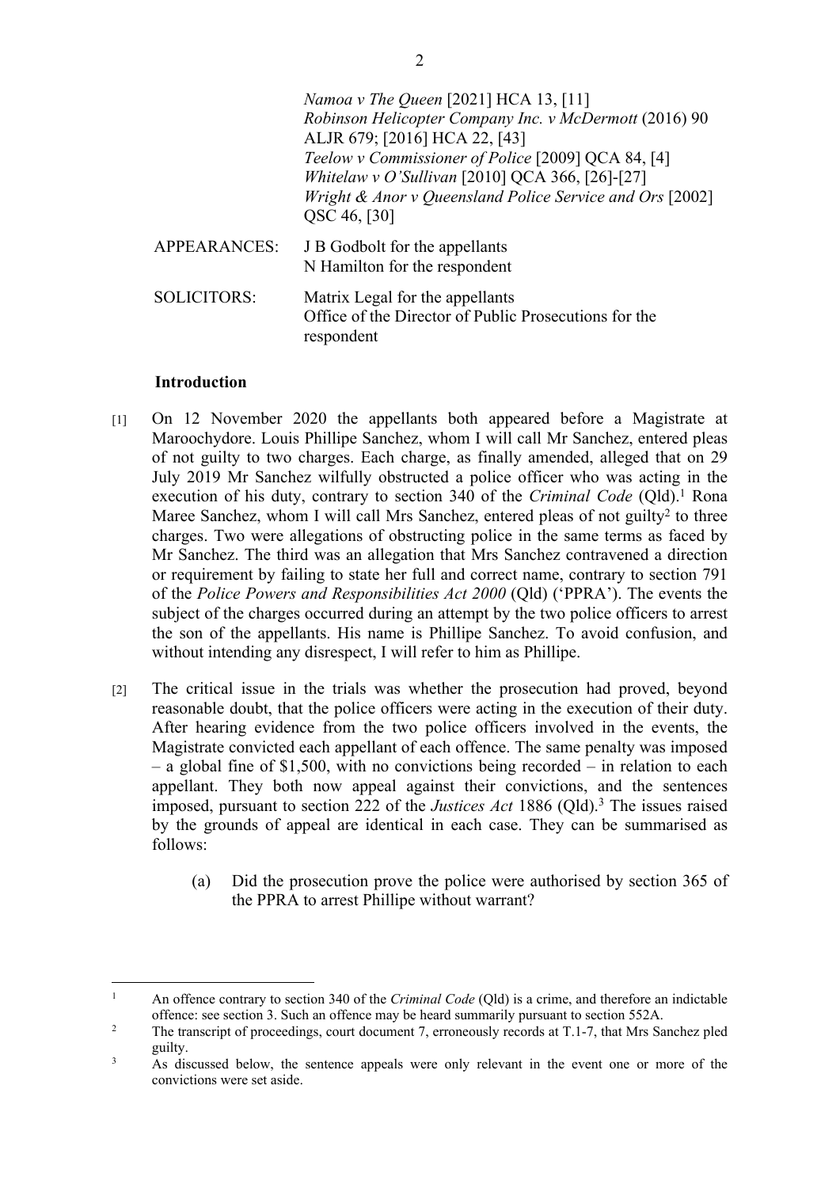*Namoa v The Queen* [2021] HCA 13, [11]
*Robinson Helicopter Company Inc. v McDermott* (2016) 90 ALJR 679; [2016] HCA 22, [43]
*Teelow v Commissioner of Police* [2009] QCA 84, [4]
*Whitelaw v O'Sullivan* [2010] QCA 366, [26]-[27]
*Wright & Anor v Queensland Police Service and Ors* [2002] QSC 46, [30]

APPEARANCES: J B Godbolt for the appellants
N Hamilton for the respondent

SOLICITORS: Matrix Legal for the appellants
Office of the Director of Public Prosecutions for the respondent

**Introduction**

[1] On 12 November 2020 the appellants both appeared before a Magistrate at Maroochydore. Louis Phillipe Sanchez, whom I will call Mr Sanchez, entered pleas of not guilty to two charges. Each charge, as finally amended, alleged that on 29 July 2019 Mr Sanchez wilfully obstructed a police officer who was acting in the execution of his duty, contrary to section 340 of the *Criminal Code* (Qld).[1] Rona Maree Sanchez, whom I will call Mrs Sanchez, entered pleas of not guilty[2] to three charges. Two were allegations of obstructing police in the same terms as faced by Mr Sanchez. The third was an allegation that Mrs Sanchez contravened a direction or requirement by failing to state her full and correct name, contrary to section 791 of the *Police Powers and Responsibilities Act 2000* (Qld) ('PPRA'). The events the subject of the charges occurred during an attempt by the two police officers to arrest the son of the appellants. His name is Phillipe Sanchez. To avoid confusion, and without intending any disrespect, I will refer to him as Phillipe.

[2] The critical issue in the trials was whether the prosecution had proved, beyond reasonable doubt, that the police officers were acting in the execution of their duty. After hearing evidence from the two police officers involved in the events, the Magistrate convicted each appellant of each offence. The same penalty was imposed – a global fine of $1,500, with no convictions being recorded – in relation to each appellant. They both now appeal against their convictions, and the sentences imposed, pursuant to section 222 of the *Justices Act* 1886 (Qld).[3] The issues raised by the grounds of appeal are identical in each case. They can be summarised as follows:

(a) Did the prosecution prove the police were authorised by section 365 of the PPRA to arrest Phillipe without warrant?

---

[1] An offence contrary to section 340 of the *Criminal Code* (Qld) is a crime, and therefore an indictable offence: see section 3. Such an offence may be heard summarily pursuant to section 552A.

[2] The transcript of proceedings, court document 7, erroneously records at T.1-7, that Mrs Sanchez pled guilty.

[3] As discussed below, the sentence appeals were only relevant in the event one or more of the convictions were set aside.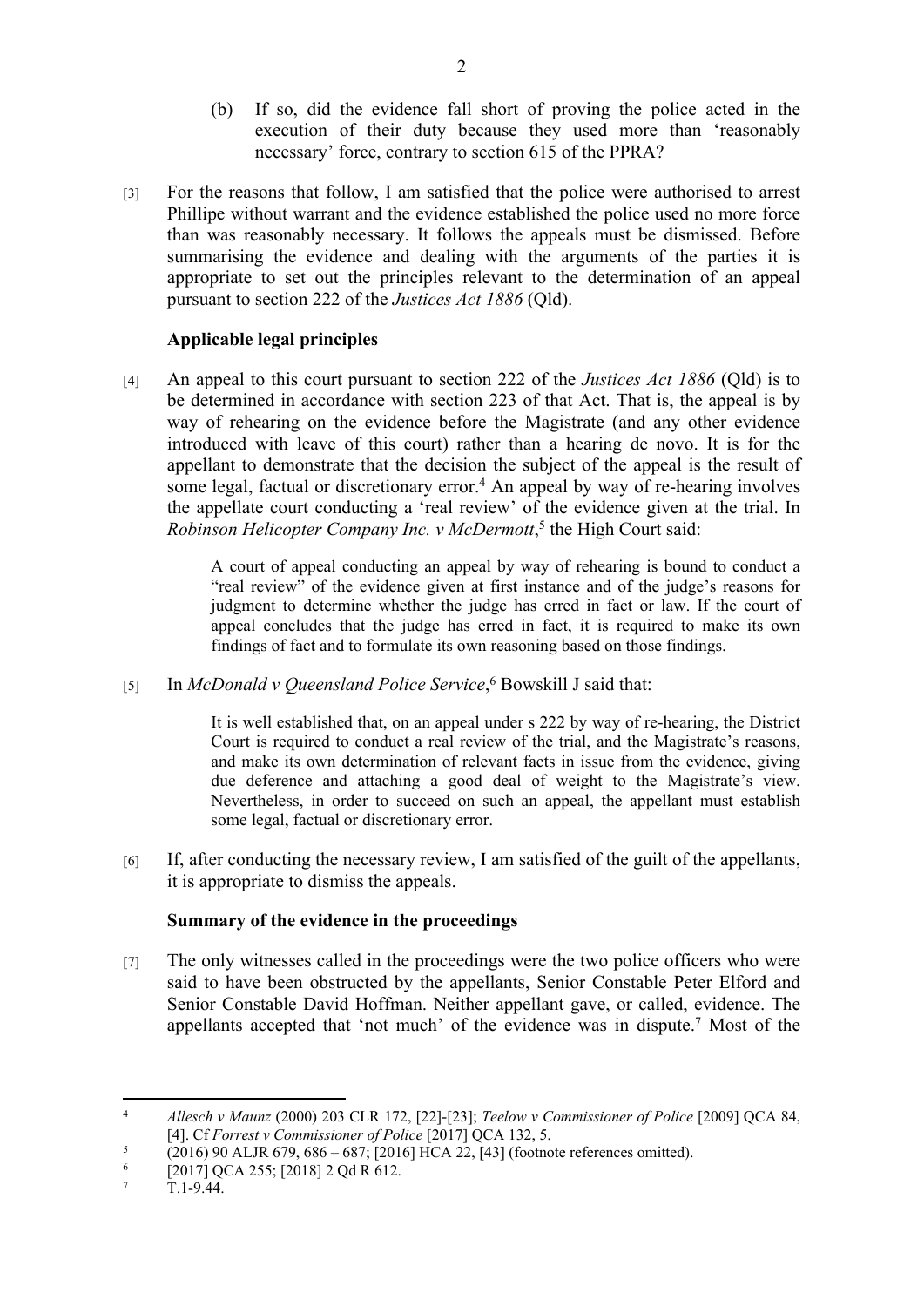(b) If so, did the evidence fall short of proving the police acted in the execution of their duty because they used more than 'reasonably necessary' force, contrary to section 615 of the PPRA?

[3] For the reasons that follow, I am satisfied that the police were authorised to arrest Phillipe without warrant and the evidence established the police used no more force than was reasonably necessary. It follows the appeals must be dismissed. Before summarising the evidence and dealing with the arguments of the parties it is appropriate to set out the principles relevant to the determination of an appeal pursuant to section 222 of the *Justices Act 1886* (Qld).

### Applicable legal principles

[4] An appeal to this court pursuant to section 222 of the *Justices Act 1886* (Qld) is to be determined in accordance with section 223 of that Act. That is, the appeal is by way of rehearing on the evidence before the Magistrate (and any other evidence introduced with leave of this court) rather than a hearing de novo. It is for the appellant to demonstrate that the decision the subject of the appeal is the result of some legal, factual or discretionary error.[4] An appeal by way of re-hearing involves the appellate court conducting a 'real review' of the evidence given at the trial. In *Robinson Helicopter Company Inc. v McDermott*,[5] the High Court said:

> A court of appeal conducting an appeal by way of rehearing is bound to conduct a "real review" of the evidence given at first instance and of the judge's reasons for judgment to determine whether the judge has erred in fact or law. If the court of appeal concludes that the judge has erred in fact, it is required to make its own findings of fact and to formulate its own reasoning based on those findings.

[5] In *McDonald v Queensland Police Service*,[6] Bowskill J said that:

> It is well established that, on an appeal under s 222 by way of re-hearing, the District Court is required to conduct a real review of the trial, and the Magistrate's reasons, and make its own determination of relevant facts in issue from the evidence, giving due deference and attaching a good deal of weight to the Magistrate's view. Nevertheless, in order to succeed on such an appeal, the appellant must establish some legal, factual or discretionary error.

[6] If, after conducting the necessary review, I am satisfied of the guilt of the appellants, it is appropriate to dismiss the appeals.

### Summary of the evidence in the proceedings

[7] The only witnesses called in the proceedings were the two police officers who were said to have been obstructed by the appellants, Senior Constable Peter Elford and Senior Constable David Hoffman. Neither appellant gave, or called, evidence. The appellants accepted that 'not much' of the evidence was in dispute.[7] Most of the

---

[4] *Allesch v Maunz* (2000) 203 CLR 172, [22]-[23]; *Teelow v Commissioner of Police* [2009] QCA 84, [4]. Cf *Forrest v Commissioner of Police* [2017] QCA 132, 5.

[5] (2016) 90 ALJR 679, 686 – 687; [2016] HCA 22, [43] (footnote references omitted).

[6] [2017] QCA 255; [2018] 2 Qd R 612.

[7] T.1-9.44.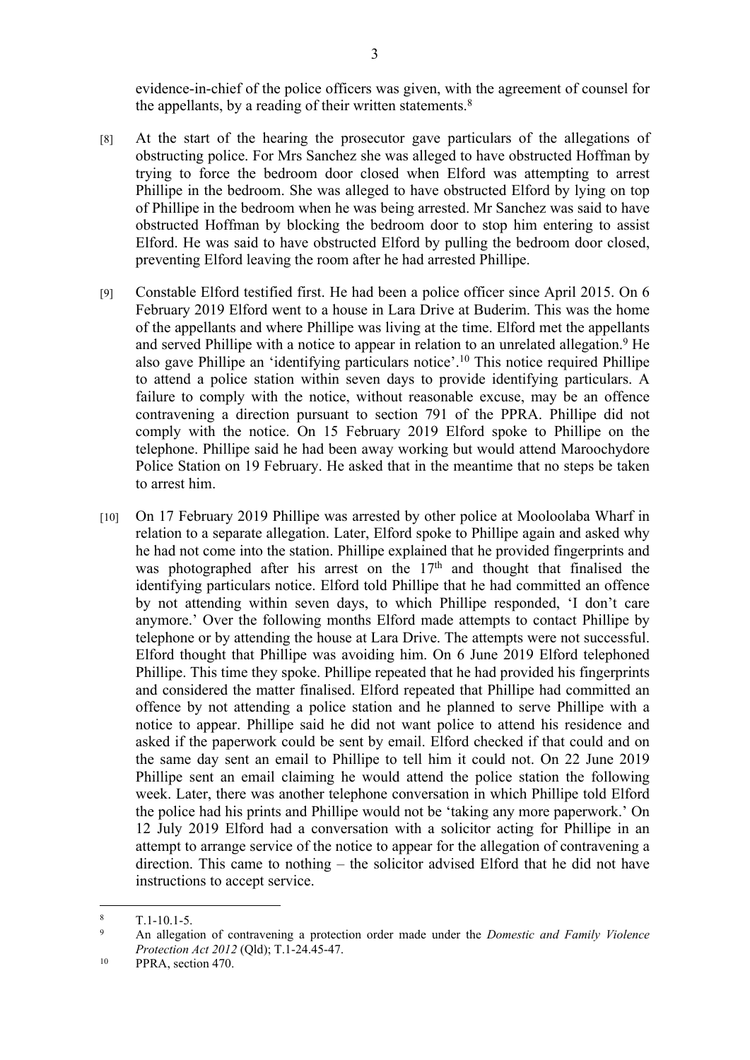evidence-in-chief of the police officers was given, with the agreement of counsel for the appellants, by a reading of their written statements.[8]

[8] At the start of the hearing the prosecutor gave particulars of the allegations of obstructing police. For Mrs Sanchez she was alleged to have obstructed Hoffman by trying to force the bedroom door closed when Elford was attempting to arrest Phillipe in the bedroom. She was alleged to have obstructed Elford by lying on top of Phillipe in the bedroom when he was being arrested. Mr Sanchez was said to have obstructed Hoffman by blocking the bedroom door to stop him entering to assist Elford. He was said to have obstructed Elford by pulling the bedroom door closed, preventing Elford leaving the room after he had arrested Phillipe.

[9] Constable Elford testified first. He had been a police officer since April 2015. On 6 February 2019 Elford went to a house in Lara Drive at Buderim. This was the home of the appellants and where Phillipe was living at the time. Elford met the appellants and served Phillipe with a notice to appear in relation to an unrelated allegation.[9] He also gave Phillipe an 'identifying particulars notice'.[10] This notice required Phillipe to attend a police station within seven days to provide identifying particulars. A failure to comply with the notice, without reasonable excuse, may be an offence contravening a direction pursuant to section 791 of the PPRA. Phillipe did not comply with the notice. On 15 February 2019 Elford spoke to Phillipe on the telephone. Phillipe said he had been away working but would attend Maroochydore Police Station on 19 February. He asked that in the meantime that no steps be taken to arrest him.

[10] On 17 February 2019 Phillipe was arrested by other police at Mooloolaba Wharf in relation to a separate allegation. Later, Elford spoke to Phillipe again and asked why he had not come into the station. Phillipe explained that he provided fingerprints and was photographed after his arrest on the 17th and thought that finalised the identifying particulars notice. Elford told Phillipe that he had committed an offence by not attending within seven days, to which Phillipe responded, 'I don't care anymore.' Over the following months Elford made attempts to contact Phillipe by telephone or by attending the house at Lara Drive. The attempts were not successful. Elford thought that Phillipe was avoiding him. On 6 June 2019 Elford telephoned Phillipe. This time they spoke. Phillipe repeated that he had provided his fingerprints and considered the matter finalised. Elford repeated that Phillipe had committed an offence by not attending a police station and he planned to serve Phillipe with a notice to appear. Phillipe said he did not want police to attend his residence and asked if the paperwork could be sent by email. Elford checked if that could and on the same day sent an email to Phillipe to tell him it could not. On 22 June 2019 Phillipe sent an email claiming he would attend the police station the following week. Later, there was another telephone conversation in which Phillipe told Elford the police had his prints and Phillipe would not be 'taking any more paperwork.' On 12 July 2019 Elford had a conversation with a solicitor acting for Phillipe in an attempt to arrange service of the notice to appear for the allegation of contravening a direction. This came to nothing – the solicitor advised Elford that he did not have instructions to accept service.

---

[8] T.1-10.1-5.

[9] An allegation of contravening a protection order made under the *Domestic and Family Violence Protection Act 2012* (Qld); T.1-24.45-47.

[10] PPRA, section 470.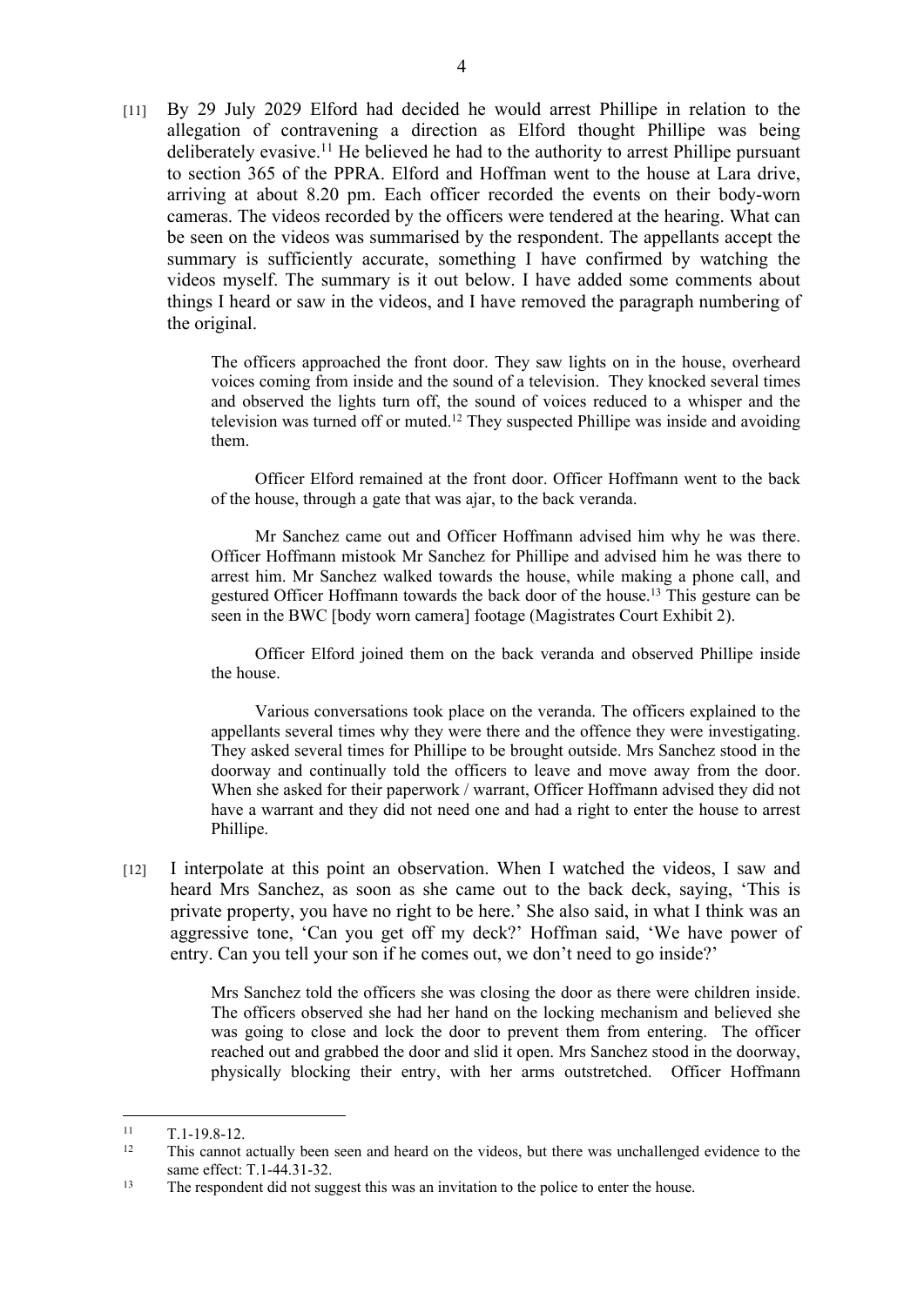[11] By 29 July 2029 Elford had decided he would arrest Phillipe in relation to the allegation of contravening a direction as Elford thought Phillipe was being deliberately evasive.[11] He believed he had to the authority to arrest Phillipe pursuant to section 365 of the PPRA. Elford and Hoffman went to the house at Lara drive, arriving at about 8.20 pm. Each officer recorded the events on their body-worn cameras. The videos recorded by the officers were tendered at the hearing. What can be seen on the videos was summarised by the respondent. The appellants accept the summary is sufficiently accurate, something I have confirmed by watching the videos myself. The summary is it out below. I have added some comments about things I heard or saw in the videos, and I have removed the paragraph numbering of the original.

> The officers approached the front door. They saw lights on in the house, overheard voices coming from inside and the sound of a television. They knocked several times and observed the lights turn off, the sound of voices reduced to a whisper and the television was turned off or muted.[12] They suspected Phillipe was inside and avoiding them.
>
> Officer Elford remained at the front door. Officer Hoffmann went to the back of the house, through a gate that was ajar, to the back veranda.
>
> Mr Sanchez came out and Officer Hoffmann advised him why he was there. Officer Hoffmann mistook Mr Sanchez for Phillipe and advised him he was there to arrest him. Mr Sanchez walked towards the house, while making a phone call, and gestured Officer Hoffmann towards the back door of the house.[13] This gesture can be seen in the BWC [body worn camera] footage (Magistrates Court Exhibit 2).
>
> Officer Elford joined them on the back veranda and observed Phillipe inside the house.
>
> Various conversations took place on the veranda. The officers explained to the appellants several times why they were there and the offence they were investigating. They asked several times for Phillipe to be brought outside. Mrs Sanchez stood in the doorway and continually told the officers to leave and move away from the door. When she asked for their paperwork / warrant, Officer Hoffmann advised they did not have a warrant and they did not need one and had a right to enter the house to arrest Phillipe.

[12] I interpolate at this point an observation. When I watched the videos, I saw and heard Mrs Sanchez, as soon as she came out to the back deck, saying, 'This is private property, you have no right to be here.' She also said, in what I think was an aggressive tone, 'Can you get off my deck?' Hoffman said, 'We have power of entry. Can you tell your son if he comes out, we don't need to go inside?'

> Mrs Sanchez told the officers she was closing the door as there were children inside. The officers observed she had her hand on the locking mechanism and believed she was going to close and lock the door to prevent them from entering. The officer reached out and grabbed the door and slid it open. Mrs Sanchez stood in the doorway, physically blocking their entry, with her arms outstretched. Officer Hoffmann

---

[11] T.1-19.8-12.

[12] This cannot actually been seen and heard on the videos, but there was unchallenged evidence to the same effect: T.1-44.31-32.

[13] The respondent did not suggest this was an invitation to the police to enter the house.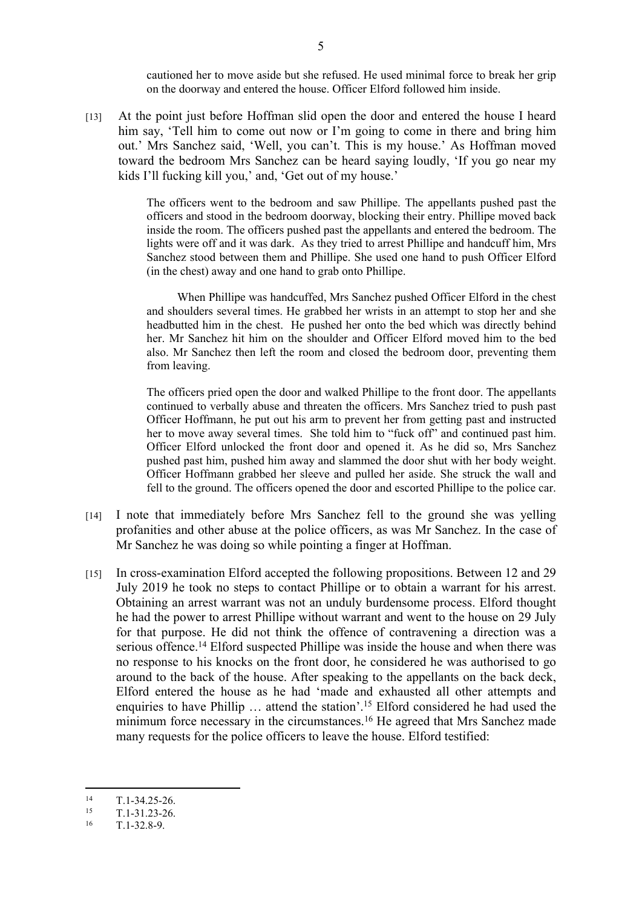> cautioned her to move aside but she refused. He used minimal force to break her grip on the doorway and entered the house. Officer Elford followed him inside.

[13] At the point just before Hoffman slid open the door and entered the house I heard him say, 'Tell him to come out now or I'm going to come in there and bring him out.' Mrs Sanchez said, 'Well, you can't. This is my house.' As Hoffman moved toward the bedroom Mrs Sanchez can be heard saying loudly, 'If you go near my kids I'll fucking kill you,' and, 'Get out of my house.'

> The officers went to the bedroom and saw Phillipe. The appellants pushed past the officers and stood in the bedroom doorway, blocking their entry. Phillipe moved back inside the room. The officers pushed past the appellants and entered the bedroom. The lights were off and it was dark. As they tried to arrest Phillipe and handcuff him, Mrs Sanchez stood between them and Phillipe. She used one hand to push Officer Elford (in the chest) away and one hand to grab onto Phillipe.
>
> When Phillipe was handcuffed, Mrs Sanchez pushed Officer Elford in the chest and shoulders several times. He grabbed her wrists in an attempt to stop her and she headbutted him in the chest. He pushed her onto the bed which was directly behind her. Mr Sanchez hit him on the shoulder and Officer Elford moved him to the bed also. Mr Sanchez then left the room and closed the bedroom door, preventing them from leaving.
>
> The officers pried open the door and walked Phillipe to the front door. The appellants continued to verbally abuse and threaten the officers. Mrs Sanchez tried to push past Officer Hoffmann, he put out his arm to prevent her from getting past and instructed her to move away several times. She told him to "fuck off" and continued past him. Officer Elford unlocked the front door and opened it. As he did so, Mrs Sanchez pushed past him, pushed him away and slammed the door shut with her body weight. Officer Hoffmann grabbed her sleeve and pulled her aside. She struck the wall and fell to the ground. The officers opened the door and escorted Phillipe to the police car.

[14] I note that immediately before Mrs Sanchez fell to the ground she was yelling profanities and other abuse at the police officers, as was Mr Sanchez. In the case of Mr Sanchez he was doing so while pointing a finger at Hoffman.

[15] In cross-examination Elford accepted the following propositions. Between 12 and 29 July 2019 he took no steps to contact Phillipe or to obtain a warrant for his arrest. Obtaining an arrest warrant was not an unduly burdensome process. Elford thought he had the power to arrest Phillipe without warrant and went to the house on 29 July for that purpose. He did not think the offence of contravening a direction was a serious offence.[14] Elford suspected Phillipe was inside the house and when there was no response to his knocks on the front door, he considered he was authorised to go around to the back of the house. After speaking to the appellants on the back deck, Elford entered the house as he had 'made and exhausted all other attempts and enquiries to have Phillip … attend the station'.[15] Elford considered he had used the minimum force necessary in the circumstances.[16] He agreed that Mrs Sanchez made many requests for the police officers to leave the house. Elford testified:

---

[14] T.1-34.25-26.

[15] T.1-31.23-26.

[16] T.1-32.8-9.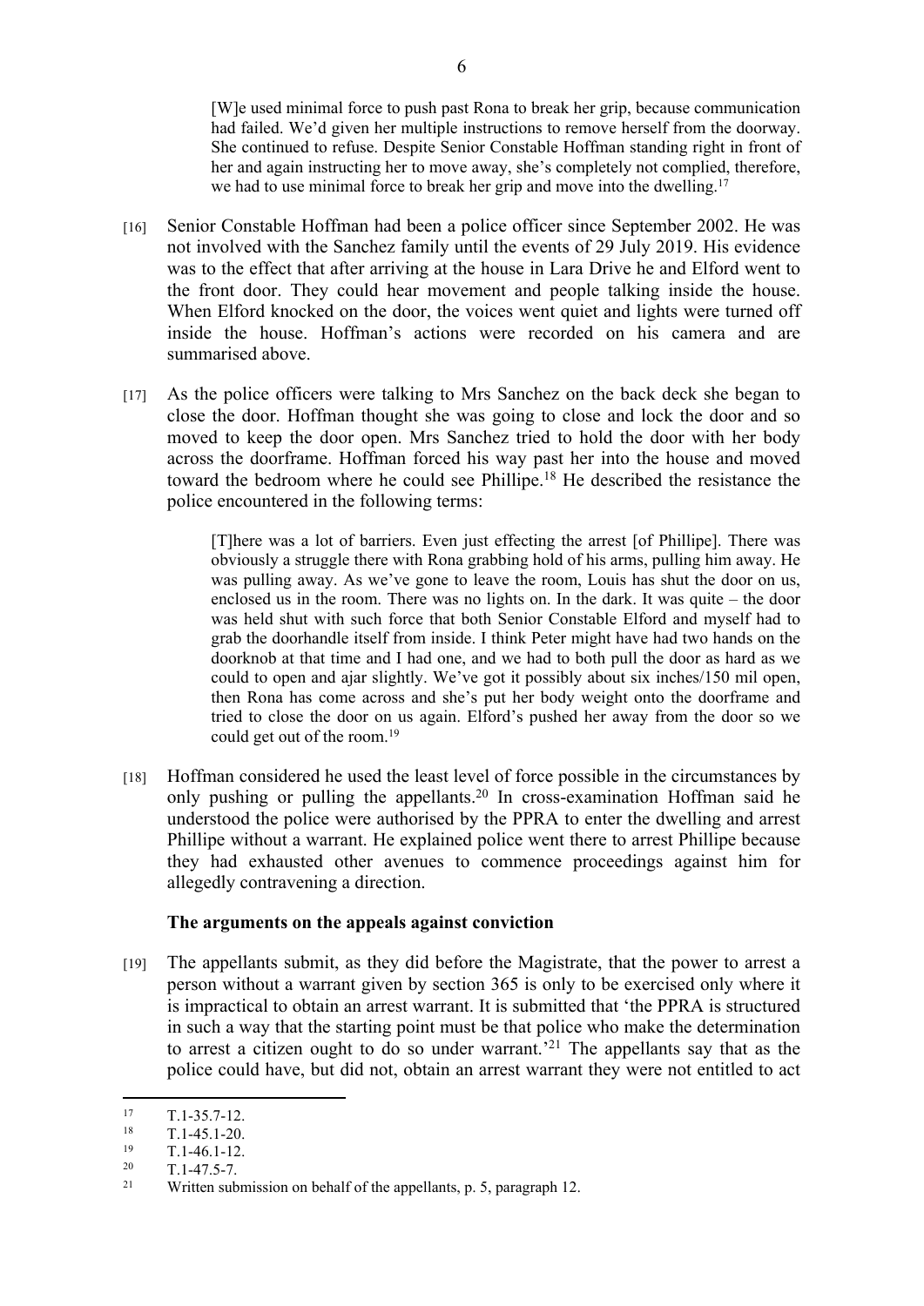> [W]e used minimal force to push past Rona to break her grip, because communication had failed. We'd given her multiple instructions to remove herself from the doorway. She continued to refuse. Despite Senior Constable Hoffman standing right in front of her and again instructing her to move away, she's completely not complied, therefore, we had to use minimal force to break her grip and move into the dwelling.[17]

[16] Senior Constable Hoffman had been a police officer since September 2002. He was not involved with the Sanchez family until the events of 29 July 2019. His evidence was to the effect that after arriving at the house in Lara Drive he and Elford went to the front door. They could hear movement and people talking inside the house. When Elford knocked on the door, the voices went quiet and lights were turned off inside the house. Hoffman's actions were recorded on his camera and are summarised above.

[17] As the police officers were talking to Mrs Sanchez on the back deck she began to close the door. Hoffman thought she was going to close and lock the door and so moved to keep the door open. Mrs Sanchez tried to hold the door with her body across the doorframe. Hoffman forced his way past her into the house and moved toward the bedroom where he could see Phillipe.[18] He described the resistance the police encountered in the following terms:

> [T]here was a lot of barriers. Even just effecting the arrest [of Phillipe]. There was obviously a struggle there with Rona grabbing hold of his arms, pulling him away. He was pulling away. As we've gone to leave the room, Louis has shut the door on us, enclosed us in the room. There was no lights on. In the dark. It was quite – the door was held shut with such force that both Senior Constable Elford and myself had to grab the doorhandle itself from inside. I think Peter might have had two hands on the doorknob at that time and I had one, and we had to both pull the door as hard as we could to open and ajar slightly. We've got it possibly about six inches/150 mil open, then Rona has come across and she's put her body weight onto the doorframe and tried to close the door on us again. Elford's pushed her away from the door so we could get out of the room.[19]

[18] Hoffman considered he used the least level of force possible in the circumstances by only pushing or pulling the appellants.[20] In cross-examination Hoffman said he understood the police were authorised by the PPRA to enter the dwelling and arrest Phillipe without a warrant. He explained police went there to arrest Phillipe because they had exhausted other avenues to commence proceedings against him for allegedly contravening a direction.

### The arguments on the appeals against conviction

[19] The appellants submit, as they did before the Magistrate, that the power to arrest a person without a warrant given by section 365 is only to be exercised only where it is impractical to obtain an arrest warrant. It is submitted that 'the PPRA is structured in such a way that the starting point must be that police who make the determination to arrest a citizen ought to do so under warrant.'[21] The appellants say that as the police could have, but did not, obtain an arrest warrant they were not entitled to act

---

[17] T.1-35.7-12.

[18] T.1-45.1-20.

[19] T.1-46.1-12.

[20] T.1-47.5-7.

[21] Written submission on behalf of the appellants, p. 5, paragraph 12.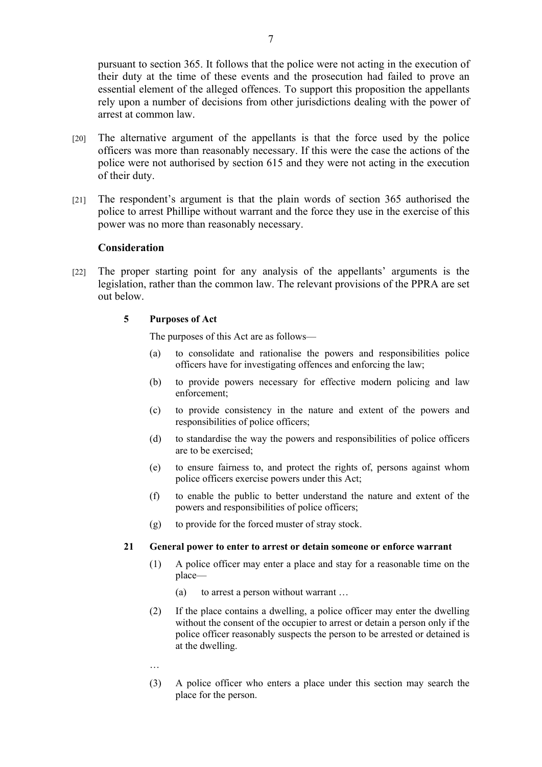pursuant to section 365. It follows that the police were not acting in the execution of their duty at the time of these events and the prosecution had failed to prove an essential element of the alleged offences. To support this proposition the appellants rely upon a number of decisions from other jurisdictions dealing with the power of arrest at common law.

[20] The alternative argument of the appellants is that the force used by the police officers was more than reasonably necessary. If this were the case the actions of the police were not authorised by section 615 and they were not acting in the execution of their duty.

[21] The respondent's argument is that the plain words of section 365 authorised the police to arrest Phillipe without warrant and the force they use in the exercise of this power was no more than reasonably necessary.

### Consideration

[22] The proper starting point for any analysis of the appellants' arguments is the legislation, rather than the common law. The relevant provisions of the PPRA are set out below.

> **5 Purposes of Act**
>
> The purposes of this Act are as follows—
>
> (a) to consolidate and rationalise the powers and responsibilities police officers have for investigating offences and enforcing the law;
>
> (b) to provide powers necessary for effective modern policing and law enforcement;
>
> (c) to provide consistency in the nature and extent of the powers and responsibilities of police officers;
>
> (d) to standardise the way the powers and responsibilities of police officers are to be exercised;
>
> (e) to ensure fairness to, and protect the rights of, persons against whom police officers exercise powers under this Act;
>
> (f) to enable the public to better understand the nature and extent of the powers and responsibilities of police officers;
>
> (g) to provide for the forced muster of stray stock.
>
> **21 General power to enter to arrest or detain someone or enforce warrant**
>
> (1) A police officer may enter a place and stay for a reasonable time on the place—
>
> (a) to arrest a person without warrant …
>
> (2) If the place contains a dwelling, a police officer may enter the dwelling without the consent of the occupier to arrest or detain a person only if the police officer reasonably suspects the person to be arrested or detained is at the dwelling.
>
> …
>
> (3) A police officer who enters a place under this section may search the place for the person.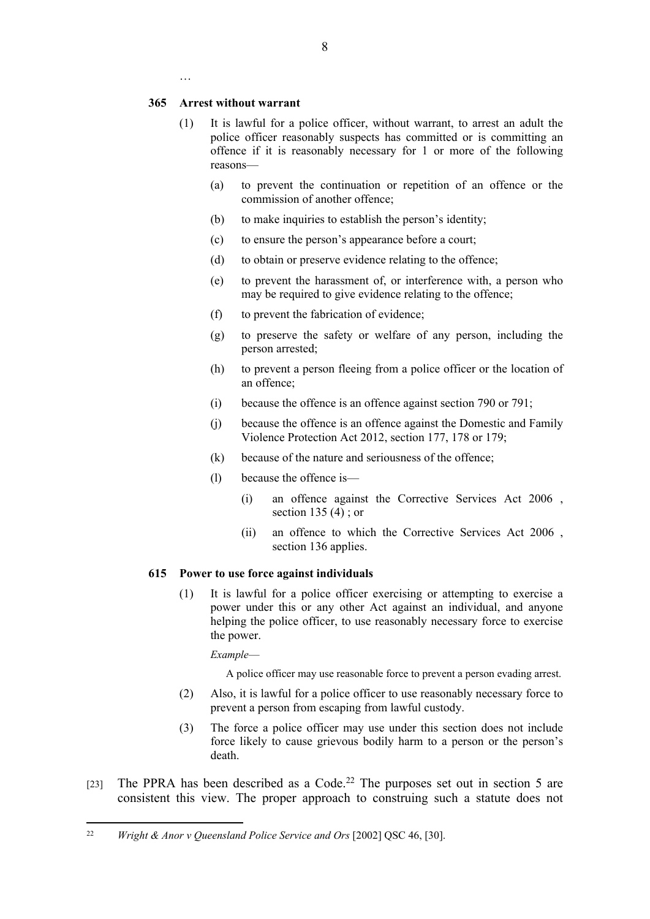…

**365 Arrest without warrant**

(1) It is lawful for a police officer, without warrant, to arrest an adult the police officer reasonably suspects has committed or is committing an offence if it is reasonably necessary for 1 or more of the following reasons—

(a) to prevent the continuation or repetition of an offence or the commission of another offence;

(b) to make inquiries to establish the person's identity;

(c) to ensure the person's appearance before a court;

(d) to obtain or preserve evidence relating to the offence;

(e) to prevent the harassment of, or interference with, a person who may be required to give evidence relating to the offence;

(f) to prevent the fabrication of evidence;

(g) to preserve the safety or welfare of any person, including the person arrested;

(h) to prevent a person fleeing from a police officer or the location of an offence;

(i) because the offence is an offence against section 790 or 791;

(j) because the offence is an offence against the Domestic and Family Violence Protection Act 2012, section 177, 178 or 179;

(k) because of the nature and seriousness of the offence;

(l) because the offence is—

(i) an offence against the Corrective Services Act 2006 , section 135 (4) ; or

(ii) an offence to which the Corrective Services Act 2006 , section 136 applies.

**615 Power to use force against individuals**

(1) It is lawful for a police officer exercising or attempting to exercise a power under this or any other Act against an individual, and anyone helping the police officer, to use reasonably necessary force to exercise the power.

*Example*—

A police officer may use reasonable force to prevent a person evading arrest.

(2) Also, it is lawful for a police officer to use reasonably necessary force to prevent a person from escaping from lawful custody.

(3) The force a police officer may use under this section does not include force likely to cause grievous bodily harm to a person or the person's death.

[23] The PPRA has been described as a Code.[22] The purposes set out in section 5 are consistent this view. The proper approach to construing such a statute does not

[22] *Wright & Anor v Queensland Police Service and Ors* [2002] QSC 46, [30].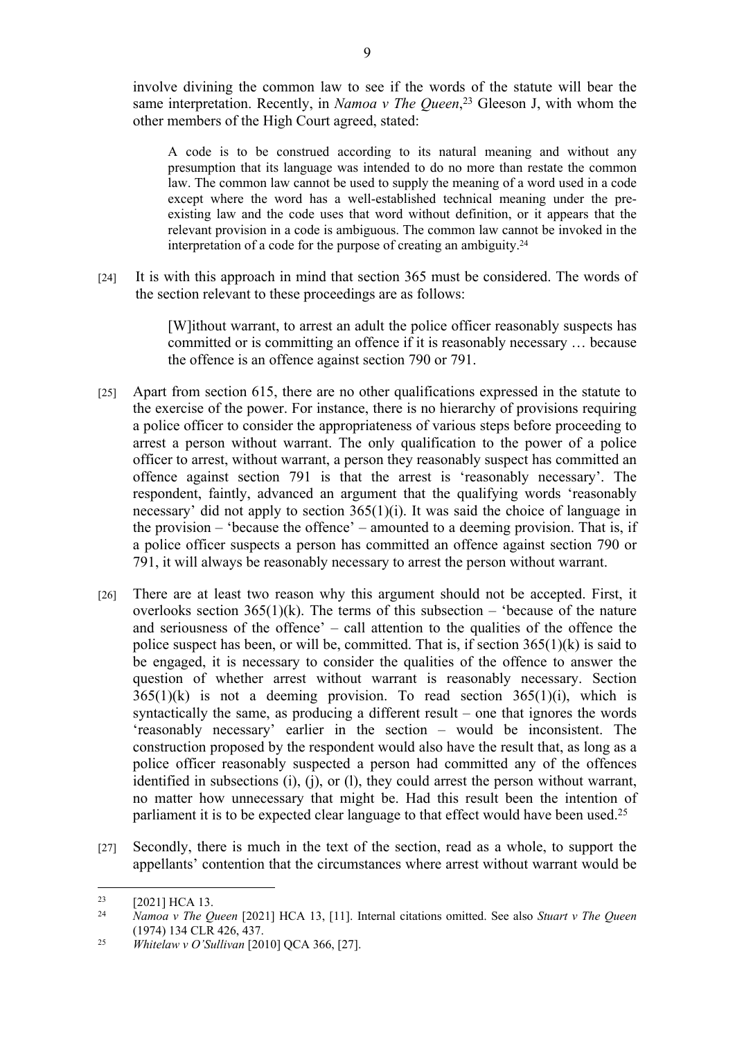involve divining the common law to see if the words of the statute will bear the same interpretation. Recently, in *Namoa v The Queen*,[23] Gleeson J, with whom the other members of the High Court agreed, stated:

> A code is to be construed according to its natural meaning and without any presumption that its language was intended to do no more than restate the common law. The common law cannot be used to supply the meaning of a word used in a code except where the word has a well-established technical meaning under the pre-existing law and the code uses that word without definition, or it appears that the relevant provision in a code is ambiguous. The common law cannot be invoked in the interpretation of a code for the purpose of creating an ambiguity.[24]

[24] It is with this approach in mind that section 365 must be considered. The words of the section relevant to these proceedings are as follows:

> [W]ithout warrant, to arrest an adult the police officer reasonably suspects has committed or is committing an offence if it is reasonably necessary … because the offence is an offence against section 790 or 791.

[25] Apart from section 615, there are no other qualifications expressed in the statute to the exercise of the power. For instance, there is no hierarchy of provisions requiring a police officer to consider the appropriateness of various steps before proceeding to arrest a person without warrant. The only qualification to the power of a police officer to arrest, without warrant, a person they reasonably suspect has committed an offence against section 791 is that the arrest is 'reasonably necessary'. The respondent, faintly, advanced an argument that the qualifying words 'reasonably necessary' did not apply to section 365(1)(i). It was said the choice of language in the provision – 'because the offence' – amounted to a deeming provision. That is, if a police officer suspects a person has committed an offence against section 790 or 791, it will always be reasonably necessary to arrest the person without warrant.

[26] There are at least two reason why this argument should not be accepted. First, it overlooks section 365(1)(k). The terms of this subsection – 'because of the nature and seriousness of the offence' – call attention to the qualities of the offence the police suspect has been, or will be, committed. That is, if section 365(1)(k) is said to be engaged, it is necessary to consider the qualities of the offence to answer the question of whether arrest without warrant is reasonably necessary. Section 365(1)(k) is not a deeming provision. To read section 365(1)(i), which is syntactically the same, as producing a different result – one that ignores the words 'reasonably necessary' earlier in the section – would be inconsistent. The construction proposed by the respondent would also have the result that, as long as a police officer reasonably suspected a person had committed any of the offences identified in subsections (i), (j), or (l), they could arrest the person without warrant, no matter how unnecessary that might be. Had this result been the intention of parliament it is to be expected clear language to that effect would have been used.[25]

[27] Secondly, there is much in the text of the section, read as a whole, to support the appellants' contention that the circumstances where arrest without warrant would be

---

[23] [2021] HCA 13.

[24] *Namoa v The Queen* [2021] HCA 13, [11]. Internal citations omitted. See also *Stuart v The Queen* (1974) 134 CLR 426, 437.

[25] *Whitelaw v O'Sullivan* [2010] QCA 366, [27].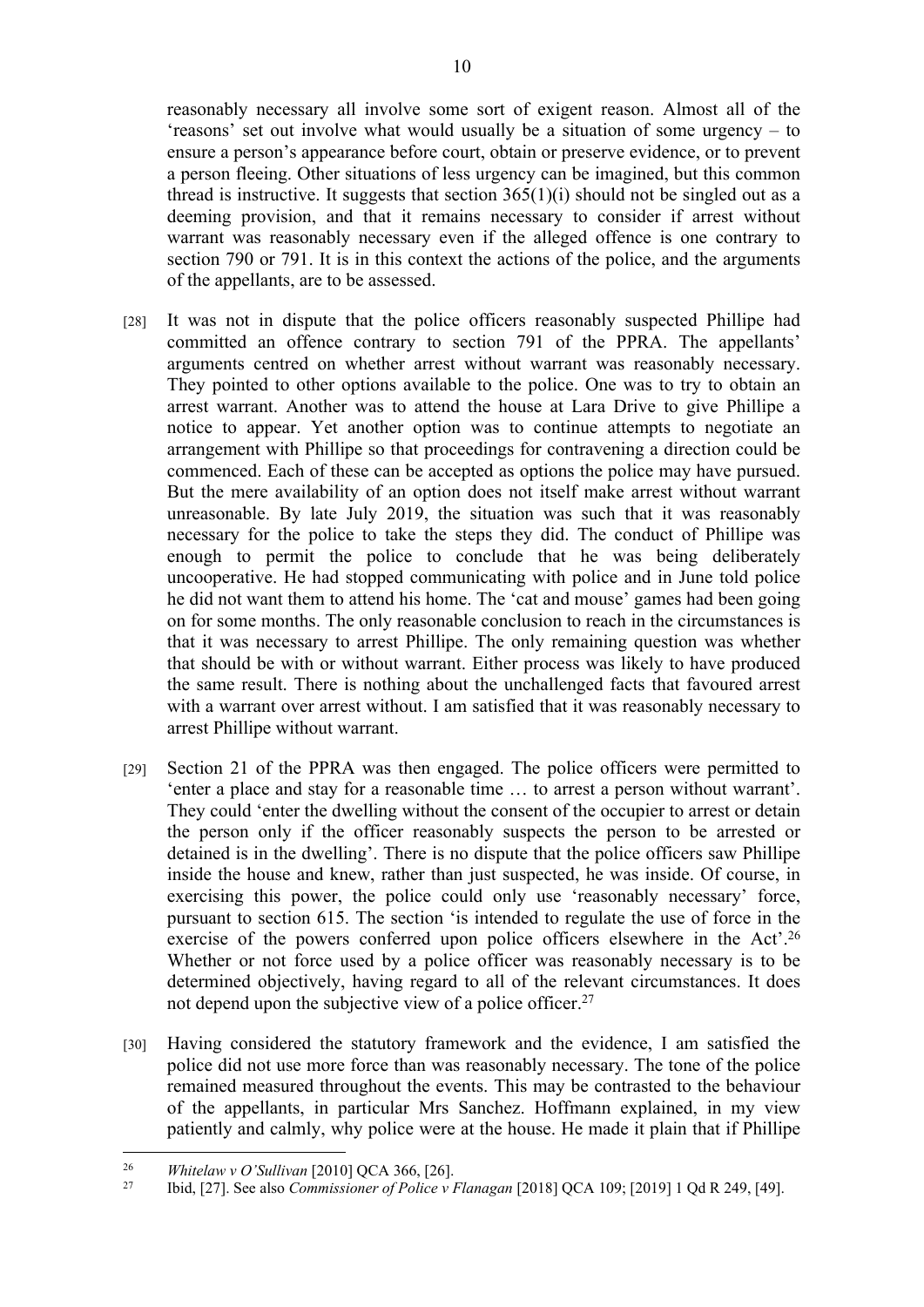reasonably necessary all involve some sort of exigent reason. Almost all of the 'reasons' set out involve what would usually be a situation of some urgency – to ensure a person's appearance before court, obtain or preserve evidence, or to prevent a person fleeing. Other situations of less urgency can be imagined, but this common thread is instructive. It suggests that section 365(1)(i) should not be singled out as a deeming provision, and that it remains necessary to consider if arrest without warrant was reasonably necessary even if the alleged offence is one contrary to section 790 or 791. It is in this context the actions of the police, and the arguments of the appellants, are to be assessed.

[28] It was not in dispute that the police officers reasonably suspected Phillipe had committed an offence contrary to section 791 of the PPRA. The appellants' arguments centred on whether arrest without warrant was reasonably necessary. They pointed to other options available to the police. One was to try to obtain an arrest warrant. Another was to attend the house at Lara Drive to give Phillipe a notice to appear. Yet another option was to continue attempts to negotiate an arrangement with Phillipe so that proceedings for contravening a direction could be commenced. Each of these can be accepted as options the police may have pursued. But the mere availability of an option does not itself make arrest without warrant unreasonable. By late July 2019, the situation was such that it was reasonably necessary for the police to take the steps they did. The conduct of Phillipe was enough to permit the police to conclude that he was being deliberately uncooperative. He had stopped communicating with police and in June told police he did not want them to attend his home. The 'cat and mouse' games had been going on for some months. The only reasonable conclusion to reach in the circumstances is that it was necessary to arrest Phillipe. The only remaining question was whether that should be with or without warrant. Either process was likely to have produced the same result. There is nothing about the unchallenged facts that favoured arrest with a warrant over arrest without. I am satisfied that it was reasonably necessary to arrest Phillipe without warrant.

[29] Section 21 of the PPRA was then engaged. The police officers were permitted to 'enter a place and stay for a reasonable time … to arrest a person without warrant'. They could 'enter the dwelling without the consent of the occupier to arrest or detain the person only if the officer reasonably suspects the person to be arrested or detained is in the dwelling'. There is no dispute that the police officers saw Phillipe inside the house and knew, rather than just suspected, he was inside. Of course, in exercising this power, the police could only use 'reasonably necessary' force, pursuant to section 615. The section 'is intended to regulate the use of force in the exercise of the powers conferred upon police officers elsewhere in the Act'.[26] Whether or not force used by a police officer was reasonably necessary is to be determined objectively, having regard to all of the relevant circumstances. It does not depend upon the subjective view of a police officer.[27]

[30] Having considered the statutory framework and the evidence, I am satisfied the police did not use more force than was reasonably necessary. The tone of the police remained measured throughout the events. This may be contrasted to the behaviour of the appellants, in particular Mrs Sanchez. Hoffmann explained, in my view patiently and calmly, why police were at the house. He made it plain that if Phillipe

---

[26] *Whitelaw v O'Sullivan* [2010] QCA 366, [26].

[27] Ibid, [27]. See also *Commissioner of Police v Flanagan* [2018] QCA 109; [2019] 1 Qd R 249, [49].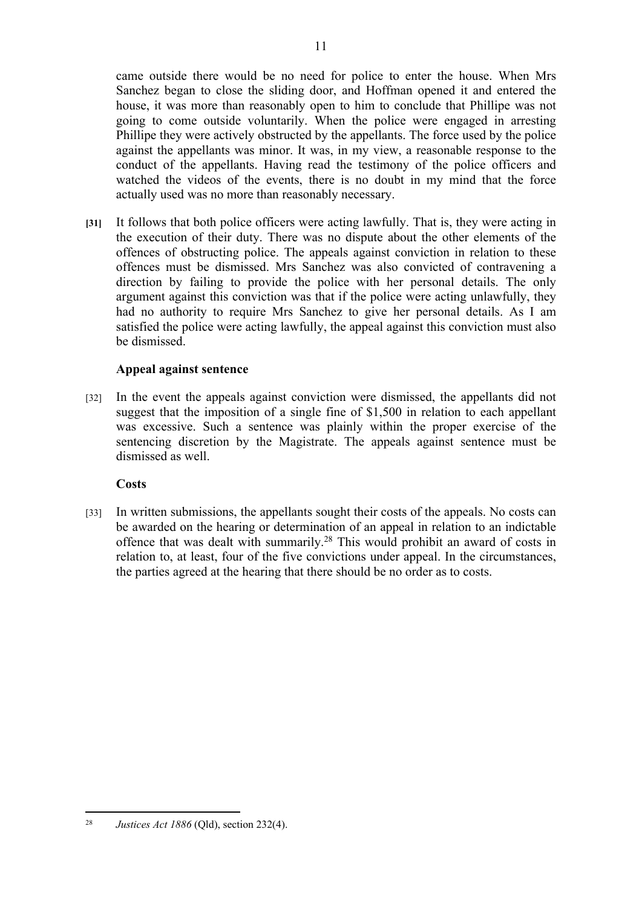came outside there would be no need for police to enter the house. When Mrs Sanchez began to close the sliding door, and Hoffman opened it and entered the house, it was more than reasonably open to him to conclude that Phillipe was not going to come outside voluntarily. When the police were engaged in arresting Phillipe they were actively obstructed by the appellants. The force used by the police against the appellants was minor. It was, in my view, a reasonable response to the conduct of the appellants. Having read the testimony of the police officers and watched the videos of the events, there is no doubt in my mind that the force actually used was no more than reasonably necessary.

**[31]** It follows that both police officers were acting lawfully. That is, they were acting in the execution of their duty. There was no dispute about the other elements of the offences of obstructing police. The appeals against conviction in relation to these offences must be dismissed. Mrs Sanchez was also convicted of contravening a direction by failing to provide the police with her personal details. The only argument against this conviction was that if the police were acting unlawfully, they had no authority to require Mrs Sanchez to give her personal details. As I am satisfied the police were acting lawfully, the appeal against this conviction must also be dismissed.

### Appeal against sentence

[32] In the event the appeals against conviction were dismissed, the appellants did not suggest that the imposition of a single fine of $1,500 in relation to each appellant was excessive. Such a sentence was plainly within the proper exercise of the sentencing discretion by the Magistrate. The appeals against sentence must be dismissed as well.

### Costs

[33] In written submissions, the appellants sought their costs of the appeals. No costs can be awarded on the hearing or determination of an appeal in relation to an indictable offence that was dealt with summarily.[28] This would prohibit an award of costs in relation to, at least, four of the five convictions under appeal. In the circumstances, the parties agreed at the hearing that there should be no order as to costs.

---

[28] *Justices Act 1886* (Qld), section 232(4).